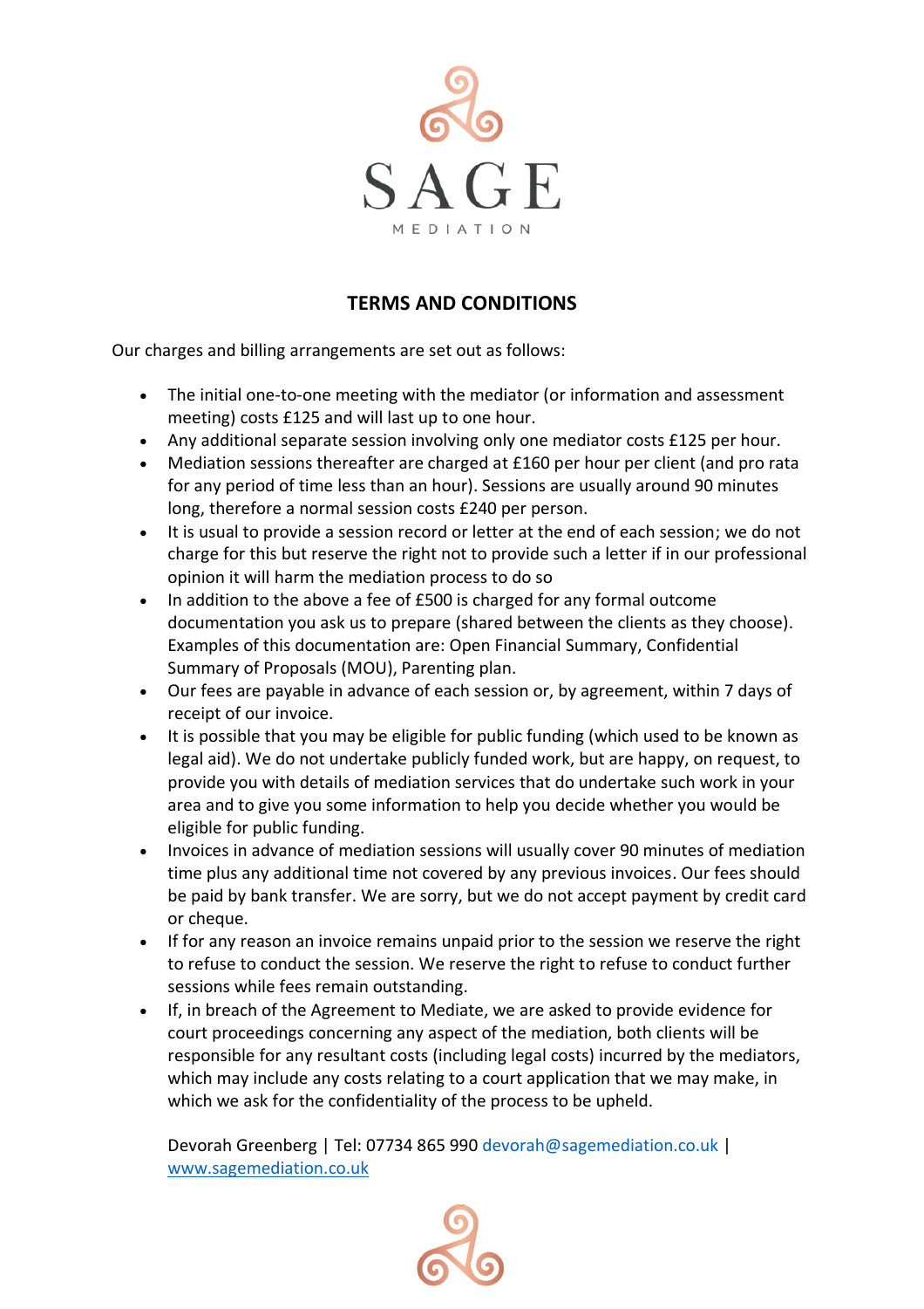SAGE

MEDIATION

## TERMS AND CONDITIONS

Our charges and billing arrangements are set out as follows:

- The initial one-to-one meeting with the mediator (or information and assessment meeting) costs £125 and will last up to one hour.
- Any additional separate session involving only one mediator costs £125 per hour.
- Mediation sessions thereafter are charged at £160 per hour per client (and pro rata for any period of time less than an hour). Sessions are usually around 90 minutes long, therefore a normal session costs £240 per person.
- It is usual to provide a session record or letter at the end of each session; we do not charge for this but reserve the right not to provide such a letter if in our professional opinion it will harm the mediation process to do so
- In addition to the above a fee of £500 is charged for any formal outcome documentation you ask us to prepare (shared between the clients as they choose). Examples of this documentation are: Open Financial Summary, Confidential Summary of Proposals (MOU), Parenting plan.
- Our fees are payable in advance of each session or, by agreement, within 7 days of receipt of our invoice.
- It is possible that you may be eligible for public funding (which used to be known as legal aid). We do not undertake publicly funded work, but are happy, on request, to provide you with details of mediation services that do undertake such work in your area and to give you some information to help you decide whether you would be eligible for public funding.
- Invoices in advance of mediation sessions will usually cover 90 minutes of mediation time plus any additional time not covered by any previous invoices. Our fees should be paid by bank transfer. We are sorry, but we do not accept payment by credit card or cheque.
- If for any reason an invoice remains unpaid prior to the session we reserve the right to refuse to conduct the session. We reserve the right to refuse to conduct further sessions while fees remain outstanding.
- If, in breach of the Agreement to Mediate, we are asked to provide evidence for court proceedings concerning any aspect of the mediation, both clients will be responsible for any resultant costs (including legal costs) incurred by the mediators, which may include any costs relating to a court application that we may make, in which we ask for the confidentiality of the process to be upheld.

Devorah Greenberg | Tel: 07734 865 990 devorah@sagemediation.co.uk | www.sagemediation.co.uk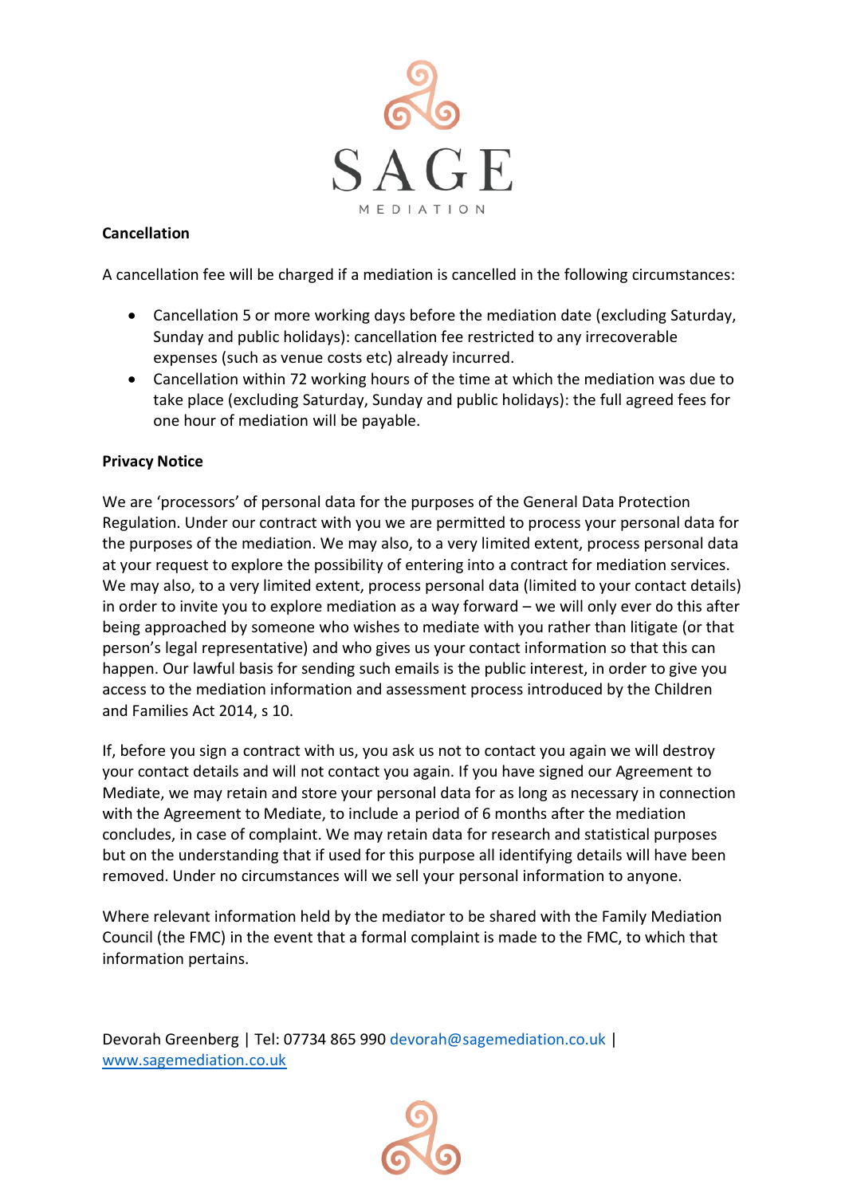**Cancellation**

A cancellation fee will be charged if a mediation is cancelled in the following circumstances:

- Cancellation 5 or more working days before the mediation date (excluding Saturday, Sunday and public holidays): cancellation fee restricted to any irrecoverable expenses (such as venue costs etc) already incurred.
- Cancellation within 72 working hours of the time at which the mediation was due to take place (excluding Saturday, Sunday and public holidays): the full agreed fees for one hour of mediation will be payable.

**Privacy Notice**

We are 'processors' of personal data for the purposes of the General Data Protection Regulation. Under our contract with you we are permitted to process your personal data for the purposes of the mediation. We may also, to a very limited extent, process personal data at your request to explore the possibility of entering into a contract for mediation services. We may also, to a very limited extent, process personal data (limited to your contact details) in order to invite you to explore mediation as a way forward – we will only ever do this after being approached by someone who wishes to mediate with you rather than litigate (or that person's legal representative) and who gives us your contact information so that this can happen. Our lawful basis for sending such emails is the public interest, in order to give you access to the mediation information and assessment process introduced by the Children and Families Act 2014, s 10.

If, before you sign a contract with us, you ask us not to contact you again we will destroy your contact details and will not contact you again. If you have signed our Agreement to Mediate, we may retain and store your personal data for as long as necessary in connection with the Agreement to Mediate, to include a period of 6 months after the mediation concludes, in case of complaint. We may retain data for research and statistical purposes but on the understanding that if used for this purpose all identifying details will have been removed. Under no circumstances will we sell your personal information to anyone.

Where relevant information held by the mediator to be shared with the Family Mediation Council (the FMC) in the event that a formal complaint is made to the FMC, to which that information pertains.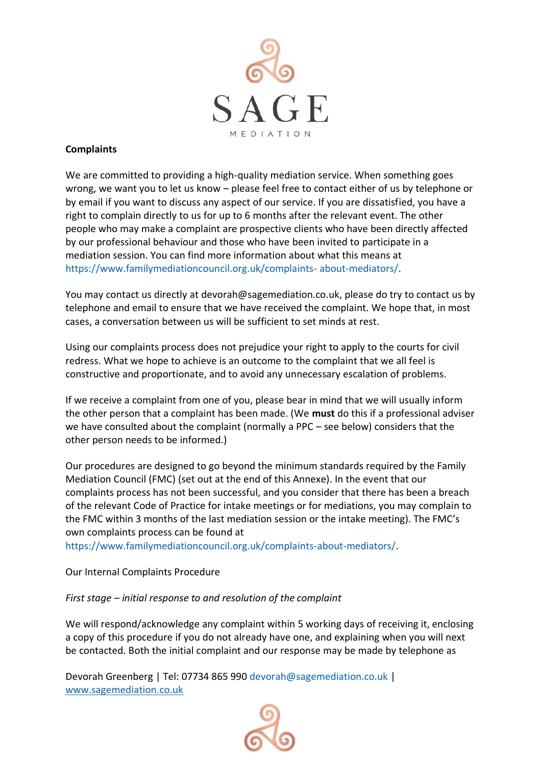**Complaints**

We are committed to providing a high-quality mediation service. When something goes wrong, we want you to let us know – please feel free to contact either of us by telephone or by email if you want to discuss any aspect of our service. If you are dissatisfied, you have a right to complain directly to us for up to 6 months after the relevant event. The other people who may make a complaint are prospective clients who have been directly affected by our professional behaviour and those who have been invited to participate in a mediation session. You can find more information about what this means at https://www.familymediationcouncil.org.uk/complaints- about-mediators/.

You may contact us directly at devorah@sagemediation.co.uk, please do try to contact us by telephone and email to ensure that we have received the complaint. We hope that, in most cases, a conversation between us will be sufficient to set minds at rest.

Using our complaints process does not prejudice your right to apply to the courts for civil redress. What we hope to achieve is an outcome to the complaint that we all feel is constructive and proportionate, and to avoid any unnecessary escalation of problems.

If we receive a complaint from one of you, please bear in mind that we will usually inform the other person that a complaint has been made. (We **must** do this if a professional adviser we have consulted about the complaint (normally a PPC – see below) considers that the other person needs to be informed.)

Our procedures are designed to go beyond the minimum standards required by the Family Mediation Council (FMC) (set out at the end of this Annexe). In the event that our complaints process has not been successful, and you consider that there has been a breach of the relevant Code of Practice for intake meetings or for mediations, you may complain to the FMC within 3 months of the last mediation session or the intake meeting). The FMC's own complaints process can be found at https://www.familymediationcouncil.org.uk/complaints-about-mediators/.

Our Internal Complaints Procedure

*First stage – initial response to and resolution of the complaint*

We will respond/acknowledge any complaint within 5 working days of receiving it, enclosing a copy of this procedure if you do not already have one, and explaining when you will next be contacted. Both the initial complaint and our response may be made by telephone as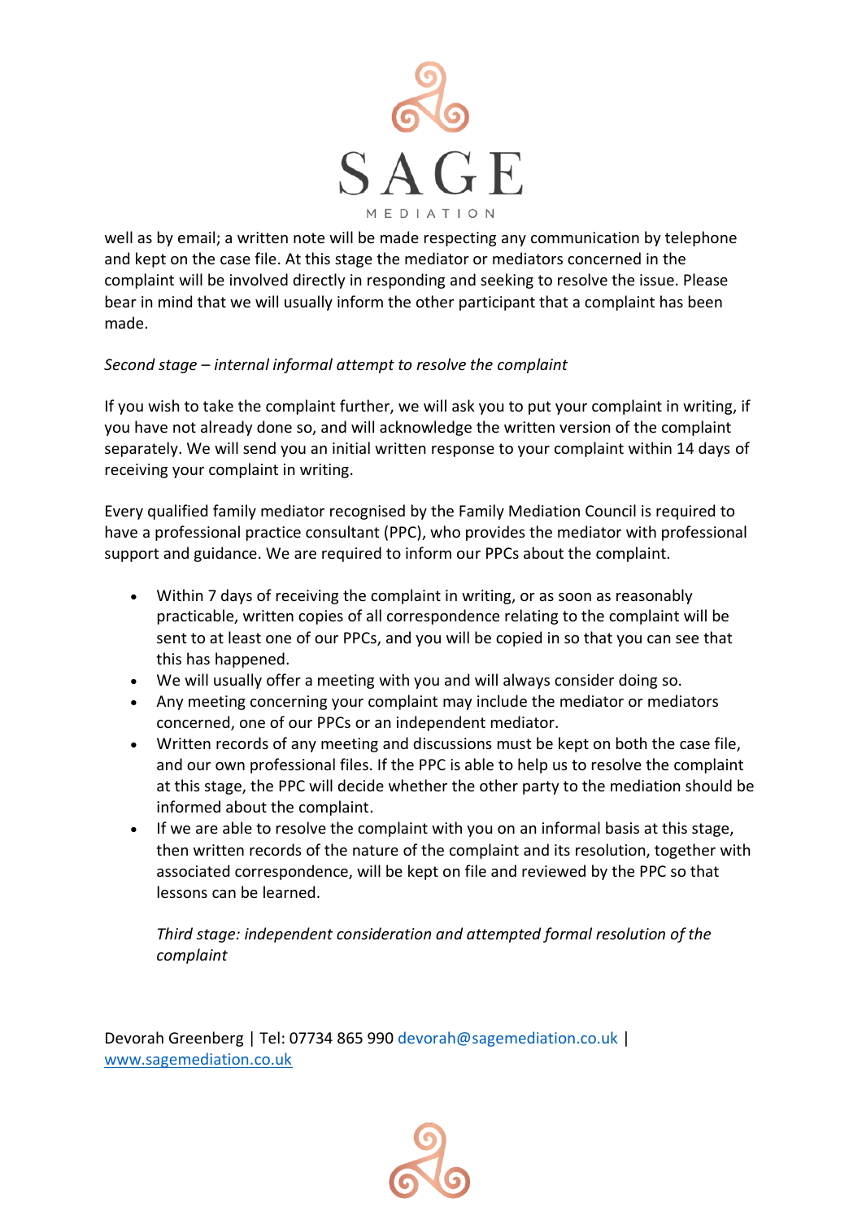well as by email; a written note will be made respecting any communication by telephone and kept on the case file. At this stage the mediator or mediators concerned in the complaint will be involved directly in responding and seeking to resolve the issue. Please bear in mind that we will usually inform the other participant that a complaint has been made.

*Second stage – internal informal attempt to resolve the complaint*

If you wish to take the complaint further, we will ask you to put your complaint in writing, if you have not already done so, and will acknowledge the written version of the complaint separately. We will send you an initial written response to your complaint within 14 days of receiving your complaint in writing.

Every qualified family mediator recognised by the Family Mediation Council is required to have a professional practice consultant (PPC), who provides the mediator with professional support and guidance. We are required to inform our PPCs about the complaint.

- Within 7 days of receiving the complaint in writing, or as soon as reasonably practicable, written copies of all correspondence relating to the complaint will be sent to at least one of our PPCs, and you will be copied in so that you can see that this has happened.
- We will usually offer a meeting with you and will always consider doing so.
- Any meeting concerning your complaint may include the mediator or mediators concerned, one of our PPCs or an independent mediator.
- Written records of any meeting and discussions must be kept on both the case file, and our own professional files. If the PPC is able to help us to resolve the complaint at this stage, the PPC will decide whether the other party to the mediation should be informed about the complaint.
- If we are able to resolve the complaint with you on an informal basis at this stage, then written records of the nature of the complaint and its resolution, together with associated correspondence, will be kept on file and reviewed by the PPC so that lessons can be learned.

*Third stage: independent consideration and attempted formal resolution of the complaint*

Devorah Greenberg | Tel: 07734 865 990 devorah@sagemediation.co.uk | www.sagemediation.co.uk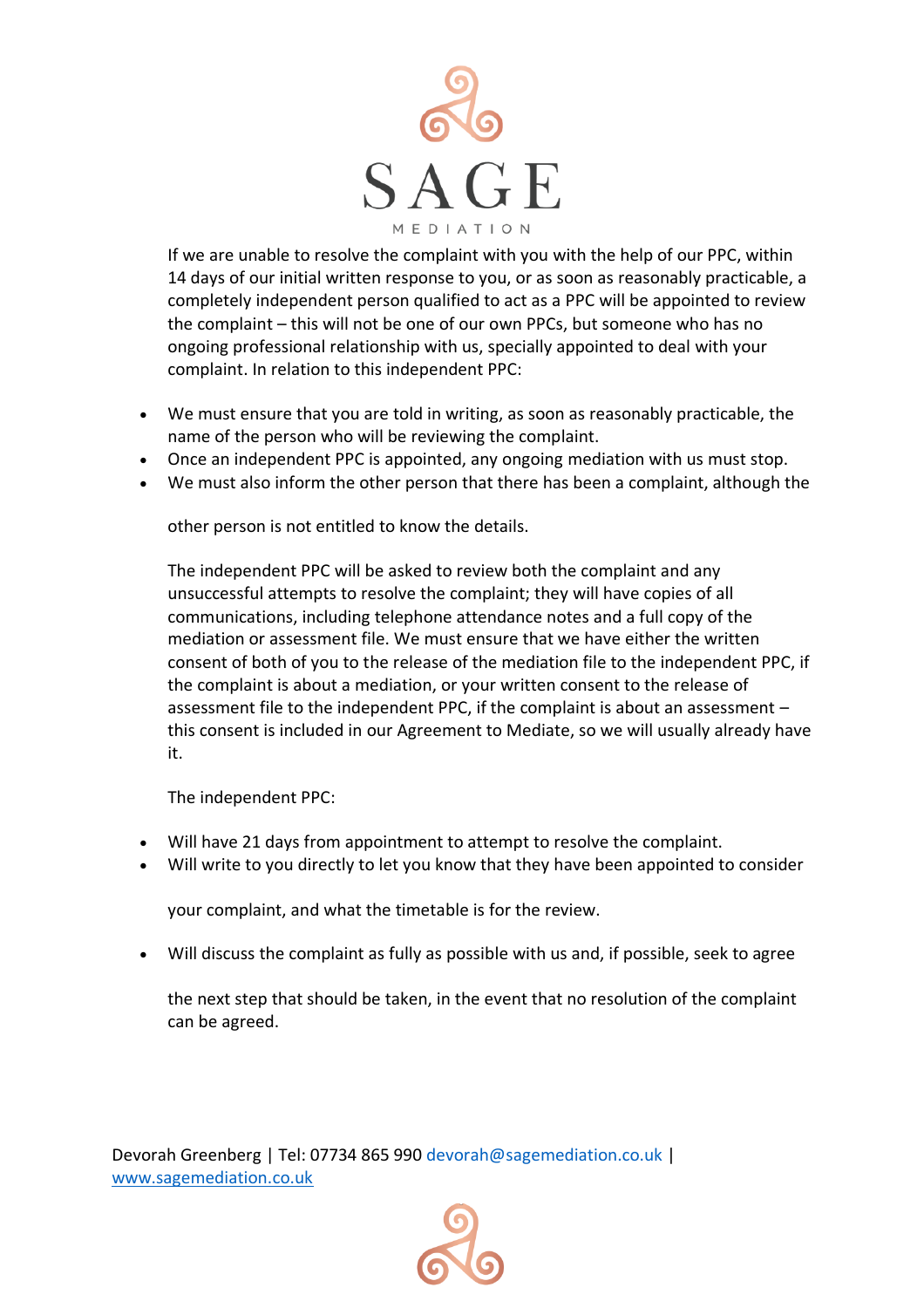If we are unable to resolve the complaint with you with the help of our PPC, within 14 days of our initial written response to you, or as soon as reasonably practicable, a completely independent person qualified to act as a PPC will be appointed to review the complaint – this will not be one of our own PPCs, but someone who has no ongoing professional relationship with us, specially appointed to deal with your complaint. In relation to this independent PPC:

- We must ensure that you are told in writing, as soon as reasonably practicable, the name of the person who will be reviewing the complaint.
- Once an independent PPC is appointed, any ongoing mediation with us must stop.
- We must also inform the other person that there has been a complaint, although the other person is not entitled to know the details.

The independent PPC will be asked to review both the complaint and any unsuccessful attempts to resolve the complaint; they will have copies of all communications, including telephone attendance notes and a full copy of the mediation or assessment file. We must ensure that we have either the written consent of both of you to the release of the mediation file to the independent PPC, if the complaint is about a mediation, or your written consent to the release of assessment file to the independent PPC, if the complaint is about an assessment – this consent is included in our Agreement to Mediate, so we will usually already have it.

The independent PPC:

- Will have 21 days from appointment to attempt to resolve the complaint.
- Will write to you directly to let you know that they have been appointed to consider your complaint, and what the timetable is for the review.
- Will discuss the complaint as fully as possible with us and, if possible, seek to agree the next step that should be taken, in the event that no resolution of the complaint can be agreed.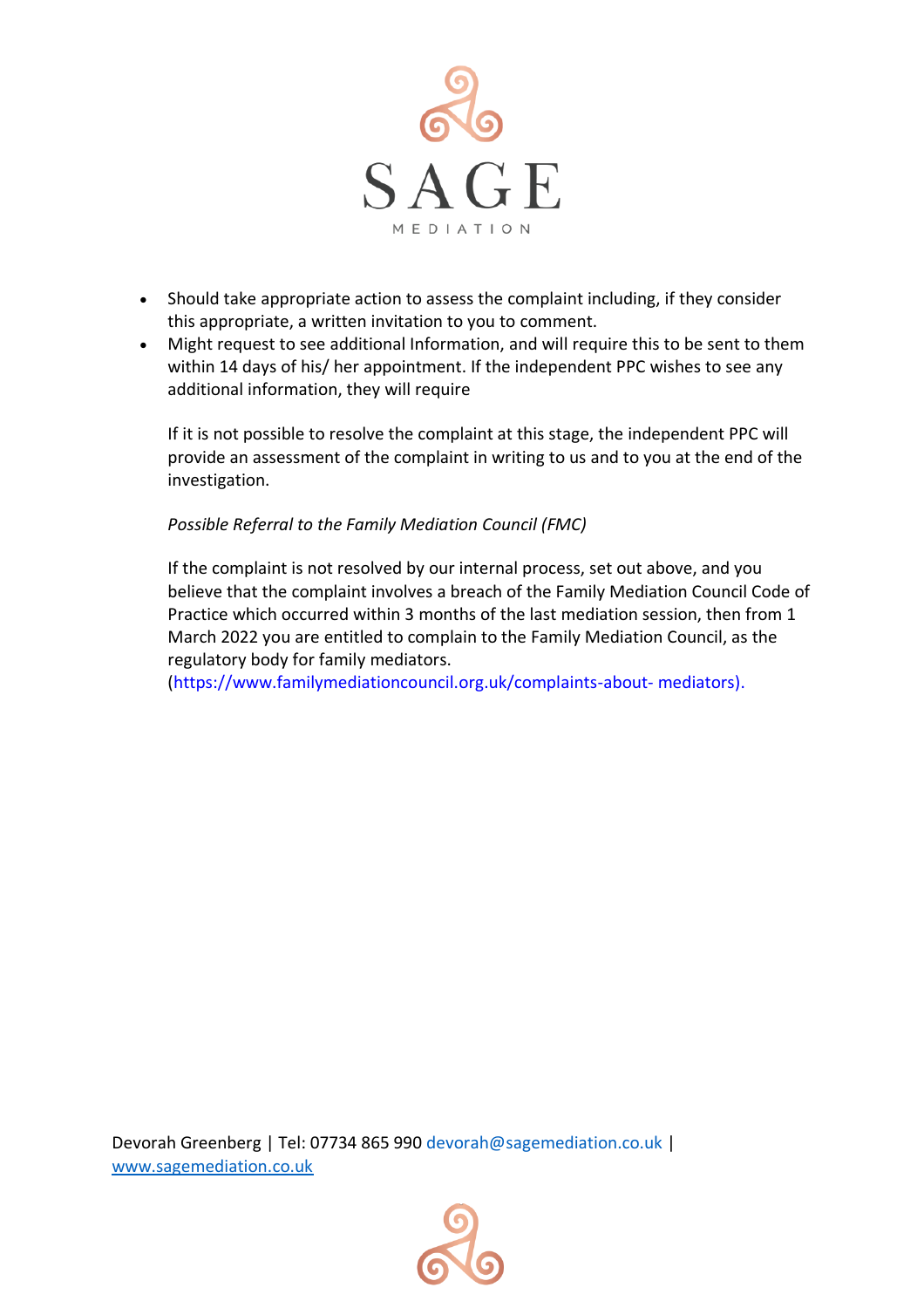- Should take appropriate action to assess the complaint including, if they consider this appropriate, a written invitation to you to comment.
- Might request to see additional Information, and will require this to be sent to them within 14 days of his/ her appointment. If the independent PPC wishes to see any additional information, they will require

  If it is not possible to resolve the complaint at this stage, the independent PPC will provide an assessment of the complaint in writing to us and to you at the end of the investigation.

  *Possible Referral to the Family Mediation Council (FMC)*

  If the complaint is not resolved by our internal process, set out above, and you believe that the complaint involves a breach of the Family Mediation Council Code of Practice which occurred within 3 months of the last mediation session, then from 1 March 2022 you are entitled to complain to the Family Mediation Council, as the regulatory body for family mediators. (https://www.familymediationcouncil.org.uk/complaints-about- mediators).